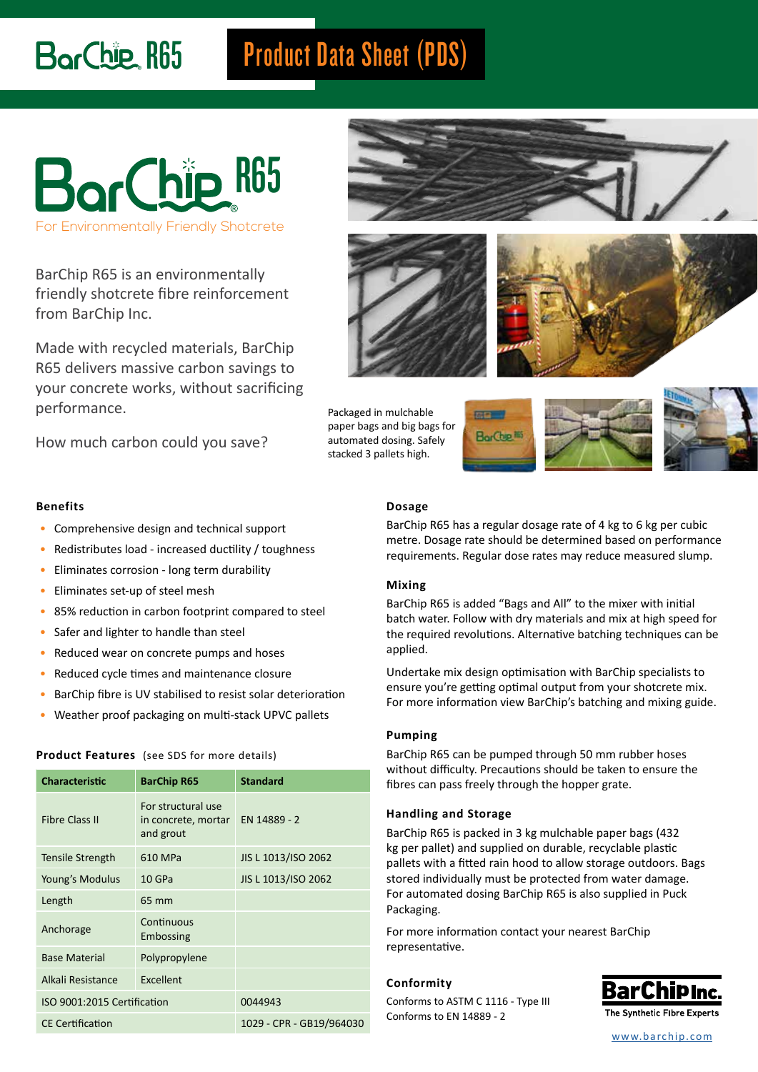# BarChip R65

## Product Data Sheet (PDS)

# BarChip R65

For Environmentally Friendly Shotcrete

BarChip R65 is an environmentally friendly shotcrete fibre reinforcement from BarChip Inc.

Made with recycled materials, BarChip R65 delivers massive carbon savings to your concrete works, without sacrificing performance.

How much carbon could you save?

Packaged in mulchable paper bags and big bags for automated dosing. Safely stacked 3 pallets high.

### Benefits

- Comprehensive design and technical support
- Redistributes load - increased ductility / toughness
- Eliminates corrosion - long term durability
- Eliminates set-up of steel mesh
- 85% reduction in carbon footprint compared to steel
- Safer and lighter to handle than steel
- Reduced wear on concrete pumps and hoses
- Reduced cycle times and maintenance closure
- BarChip fibre is UV stabilised to resist solar deterioration
- Weather proof packaging on multi-stack UPVC pallets

### Product Features (see SDS for more details)

| Characteristic | BarChip R65 | Standard |
|---|---|---|
| Fibre Class II | For structural use in concrete, mortar and grout | EN 14889 - 2 |
| Tensile Strength | 610 MPa | JIS L 1013/ISO 2062 |
| Young's Modulus | 10 GPa | JIS L 1013/ISO 2062 |
| Length | 65 mm | |
| Anchorage | Continuous Embossing | |
| Base Material | Polypropylene | |
| Alkali Resistance | Excellent | |
| ISO 9001:2015 Certification | | 0044943 |
| CE Certification | | 1029 - CPR - GB19/964030 |

### Dosage

BarChip R65 has a regular dosage rate of 4 kg to 6 kg per cubic metre. Dosage rate should be determined based on performance requirements. Regular dose rates may reduce measured slump.

### Mixing

BarChip R65 is added "Bags and All" to the mixer with initial batch water. Follow with dry materials and mix at high speed for the required revolutions. Alternative batching techniques can be applied.

Undertake mix design optimisation with BarChip specialists to ensure you're getting optimal output from your shotcrete mix. For more information view BarChip's batching and mixing guide.

### Pumping

BarChip R65 can be pumped through 50 mm rubber hoses without difficulty. Precautions should be taken to ensure the fibres can pass freely through the hopper grate.

### Handling and Storage

BarChip R65 is packed in 3 kg mulchable paper bags (432 kg per pallet) and supplied on durable, recyclable plastic pallets with a fitted rain hood to allow storage outdoors. Bags stored individually must be protected from water damage. For automated dosing BarChip R65 is also supplied in Puck Packaging.

For more information contact your nearest BarChip representative.

### Conformity

Conforms to ASTM C 1116 - Type III
Conforms to EN 14889 - 2

**BarChip Inc.**
The Synthetic Fibre Experts

www.barchip.com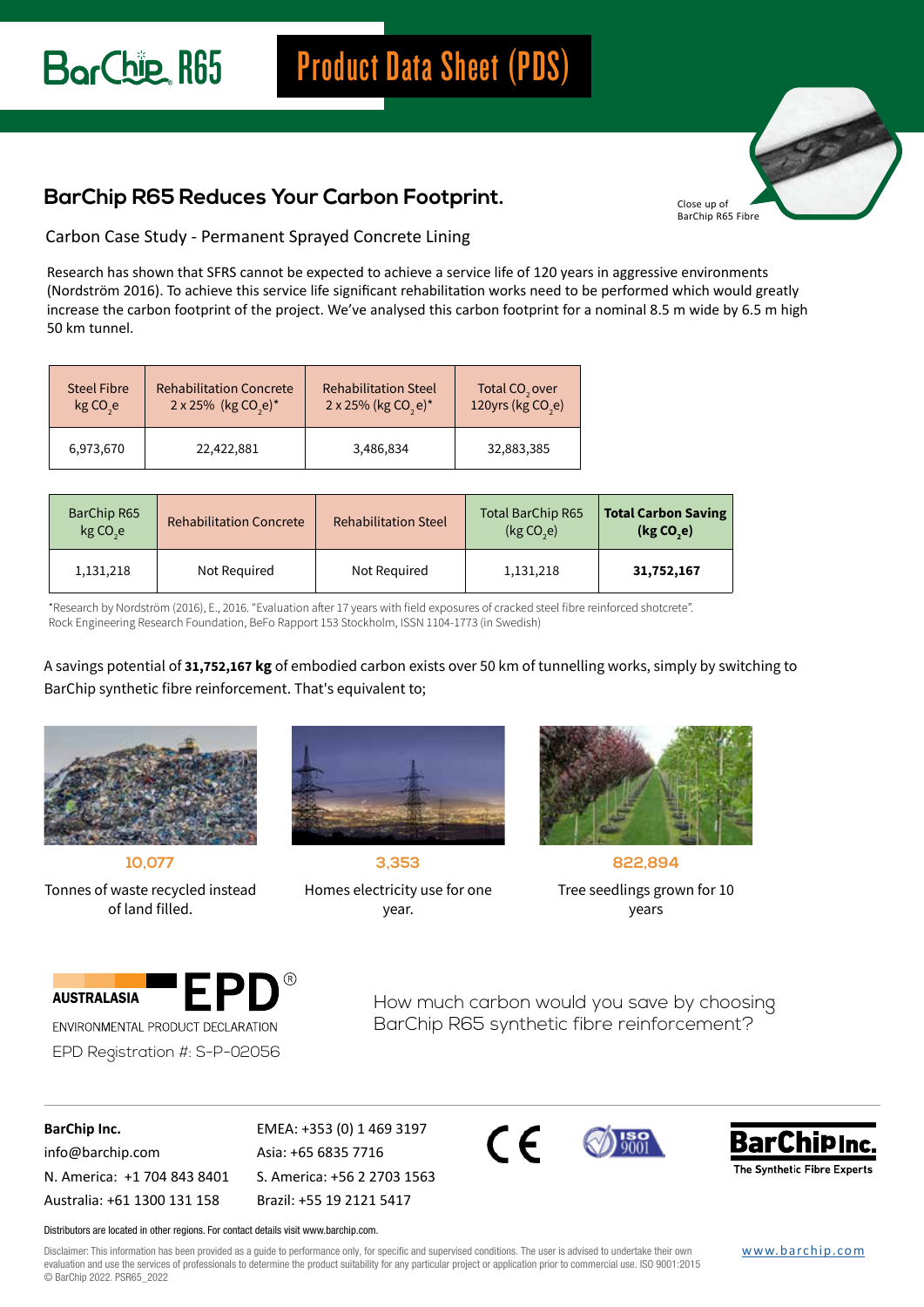BarChip R65

# Product Data Sheet (PDS)

Close up of BarChip R65 Fibre

## BarChip R65 Reduces Your Carbon Footprint.

Carbon Case Study - Permanent Sprayed Concrete Lining

Research has shown that SFRS cannot be expected to achieve a service life of 120 years in aggressive environments (Nordström 2016). To achieve this service life significant rehabilitation works need to be performed which would greatly increase the carbon footprint of the project. We've analysed this carbon footprint for a nominal 8.5 m wide by 6.5 m high 50 km tunnel.

| Steel Fibre kg $CO_2e$ | Rehabilitation Concrete 2 x 25% (kg $CO_2e$)* | Rehabilitation Steel 2 x 25% (kg $CO_2e$)* | Total $CO_2$ over 120yrs (kg $CO_2e$) |
|---|---|---|---|
| 6,973,670 | 22,422,881 | 3,486,834 | 32,883,385 |

| BarChip R65 kg $CO_2e$ | Rehabilitation Concrete | Rehabilitation Steel | Total BarChip R65 (kg $CO_2e$) | **Total Carbon Saving (kg $CO_2e$)** |
|---|---|---|---|---|
| 1,131,218 | Not Required | Not Required | 1,131,218 | **31,752,167** |

*Research by Nordström (2016), E., 2016. "Evaluation after 17 years with field exposures of cracked steel fibre reinforced shotcrete". Rock Engineering Research Foundation, BeFo Rapport 153 Stockholm, ISSN 1104-1773 (in Swedish)

A savings potential of **31,752,167 kg** of embodied carbon exists over 50 km of tunnelling works, simply by switching to BarChip synthetic fibre reinforcement. That's equivalent to;

**10,077**
Tonnes of waste recycled instead of land filled.

**3,353**
Homes electricity use for one year.

**822,894**
Tree seedlings grown for 10 years

AUSTRALASIA EPD®
ENVIRONMENTAL PRODUCT DECLARATION
EPD Registration #: S-P-02056

How much carbon would you save by choosing BarChip R65 synthetic fibre reinforcement?

**BarChip Inc.**
info@barchip.com
N. America: +1 704 843 8401
Australia: +61 1300 131 158

EMEA: +353 (0) 1 469 3197
Asia: +65 6835 7716
S. America: +56 2 2703 1563
Brazil: +55 19 2121 5417

ISO 9001

BarChip Inc. The Synthetic Fibre Experts

Distributors are located in other regions. For contact details visit www.barchip.com.

Disclaimer: This information has been provided as a guide to performance only, for specific and supervised conditions. The user is advised to undertake their own evaluation and use the services of professionals to determine the product suitability for any particular project or application prior to commercial use. ISO 9001:2015
© BarChip 2022. PSR65_2022

www.barchip.com